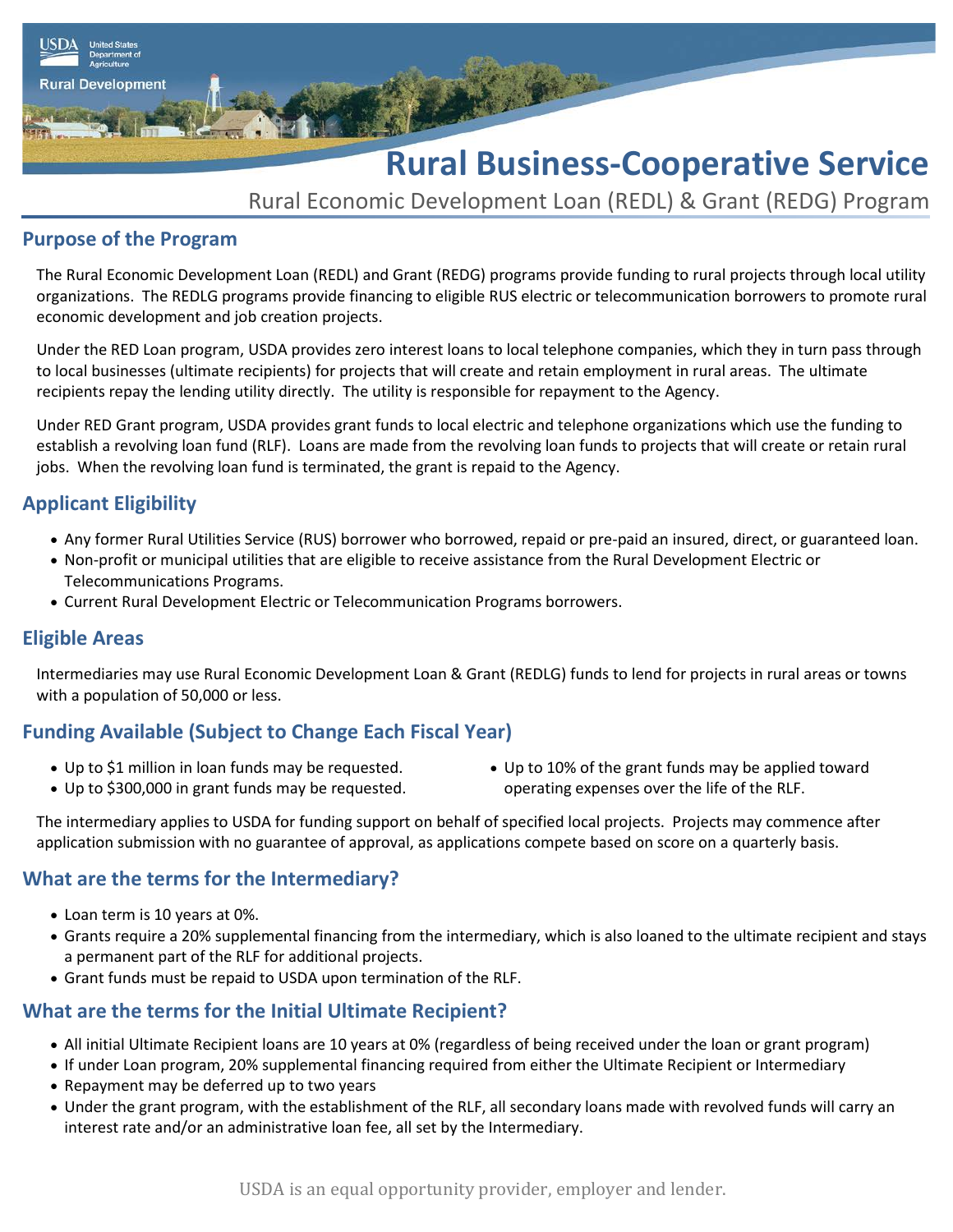# Rural Business-Cooperative Service

Rural Economic Development Loan (REDL) & Grant (REDG) Program

## Purpose of the Program

The Rural Economic Development Loan (REDL) and Grant (REDG) programs provide funding to rural projects through local utility organizations. The REDLG programs provide financing to eligible RUS electric or telecommunication borrowers to promote rural economic development and job creation projects.

Under the RED Loan program, USDA provides zero interest loans to local telephone companies, which they in turn pass through to local businesses (ultimate recipients) for projects that will create and retain employment in rural areas. The ultimate recipients repay the lending utility directly. The utility is responsible for repayment to the Agency.

Under RED Grant program, USDA provides grant funds to local electric and telephone organizations which use the funding to establish a revolving loan fund (RLF). Loans are made from the revolving loan funds to projects that will create or retain rural jobs. When the revolving loan fund is terminated, the grant is repaid to the Agency.

## Applicant Eligibility

- Any former Rural Utilities Service (RUS) borrower who borrowed, repaid or pre-paid an insured, direct, or guaranteed loan.
- Non-profit or municipal utilities that are eligible to receive assistance from the Rural Development Electric or Telecommunications Programs.
- Current Rural Development Electric or Telecommunication Programs borrowers.

## Eligible Areas

Intermediaries may use Rural Economic Development Loan & Grant (REDLG) funds to lend for projects in rural areas or towns with a population of 50,000 or less.

## Funding Available (Subject to Change Each Fiscal Year)

- Up to $1 million in loan funds may be requested.
- Up to $300,000 in grant funds may be requested.
- Up to 10% of the grant funds may be applied toward operating expenses over the life of the RLF.

The intermediary applies to USDA for funding support on behalf of specified local projects. Projects may commence after application submission with no guarantee of approval, as applications compete based on score on a quarterly basis.

## What are the terms for the Intermediary?

- Loan term is 10 years at 0%.
- Grants require a 20% supplemental financing from the intermediary, which is also loaned to the ultimate recipient and stays a permanent part of the RLF for additional projects.
- Grant funds must be repaid to USDA upon termination of the RLF.

## What are the terms for the Initial Ultimate Recipient?

- All initial Ultimate Recipient loans are 10 years at 0% (regardless of being received under the loan or grant program)
- If under Loan program, 20% supplemental financing required from either the Ultimate Recipient or Intermediary
- Repayment may be deferred up to two years
- Under the grant program, with the establishment of the RLF, all secondary loans made with revolved funds will carry an interest rate and/or an administrative loan fee, all set by the Intermediary.

USDA is an equal opportunity provider, employer and lender.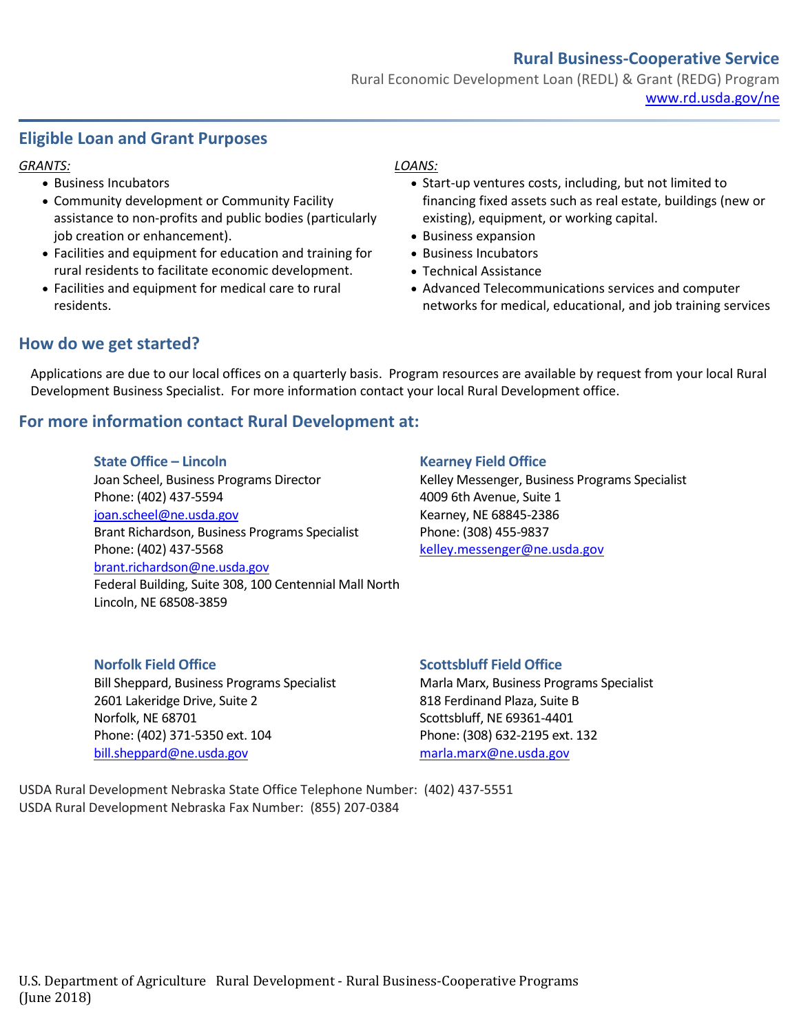**Rural Business-Cooperative Service**

Rural Economic Development Loan (REDL) & Grant (REDG) Program

www.rd.usda.gov/ne

## Eligible Loan and Grant Purposes

*GRANTS:*

- Business Incubators
- Community development or Community Facility assistance to non-profits and public bodies (particularly job creation or enhancement).
- Facilities and equipment for education and training for rural residents to facilitate economic development.
- Facilities and equipment for medical care to rural residents.

*LOANS:*

- Start-up ventures costs, including, but not limited to financing fixed assets such as real estate, buildings (new or existing), equipment, or working capital.
- Business expansion
- Business Incubators
- Technical Assistance
- Advanced Telecommunications services and computer networks for medical, educational, and job training services

## How do we get started?

Applications are due to our local offices on a quarterly basis. Program resources are available by request from your local Rural Development Business Specialist. For more information contact your local Rural Development office.

## For more information contact Rural Development at:

### State Office – Lincoln

Joan Scheel, Business Programs Director
Phone: (402) 437-5594
joan.scheel@ne.usda.gov
Brant Richardson, Business Programs Specialist
Phone: (402) 437-5568
brant.richardson@ne.usda.gov
Federal Building, Suite 308, 100 Centennial Mall North
Lincoln, NE 68508-3859

### Kearney Field Office

Kelley Messenger, Business Programs Specialist
4009 6th Avenue, Suite 1
Kearney, NE 68845-2386
Phone: (308) 455-9837
kelley.messenger@ne.usda.gov

### Norfolk Field Office

Bill Sheppard, Business Programs Specialist
2601 Lakeridge Drive, Suite 2
Norfolk, NE 68701
Phone: (402) 371-5350 ext. 104
bill.sheppard@ne.usda.gov

### Scottsbluff Field Office

Marla Marx, Business Programs Specialist
818 Ferdinand Plaza, Suite B
Scottsbluff, NE 69361-4401
Phone: (308) 632-2195 ext. 132
marla.marx@ne.usda.gov

USDA Rural Development Nebraska State Office Telephone Number: (402) 437-5551
USDA Rural Development Nebraska Fax Number: (855) 207-0384

U.S. Department of Agriculture Rural Development - Rural Business-Cooperative Programs
(June 2018)